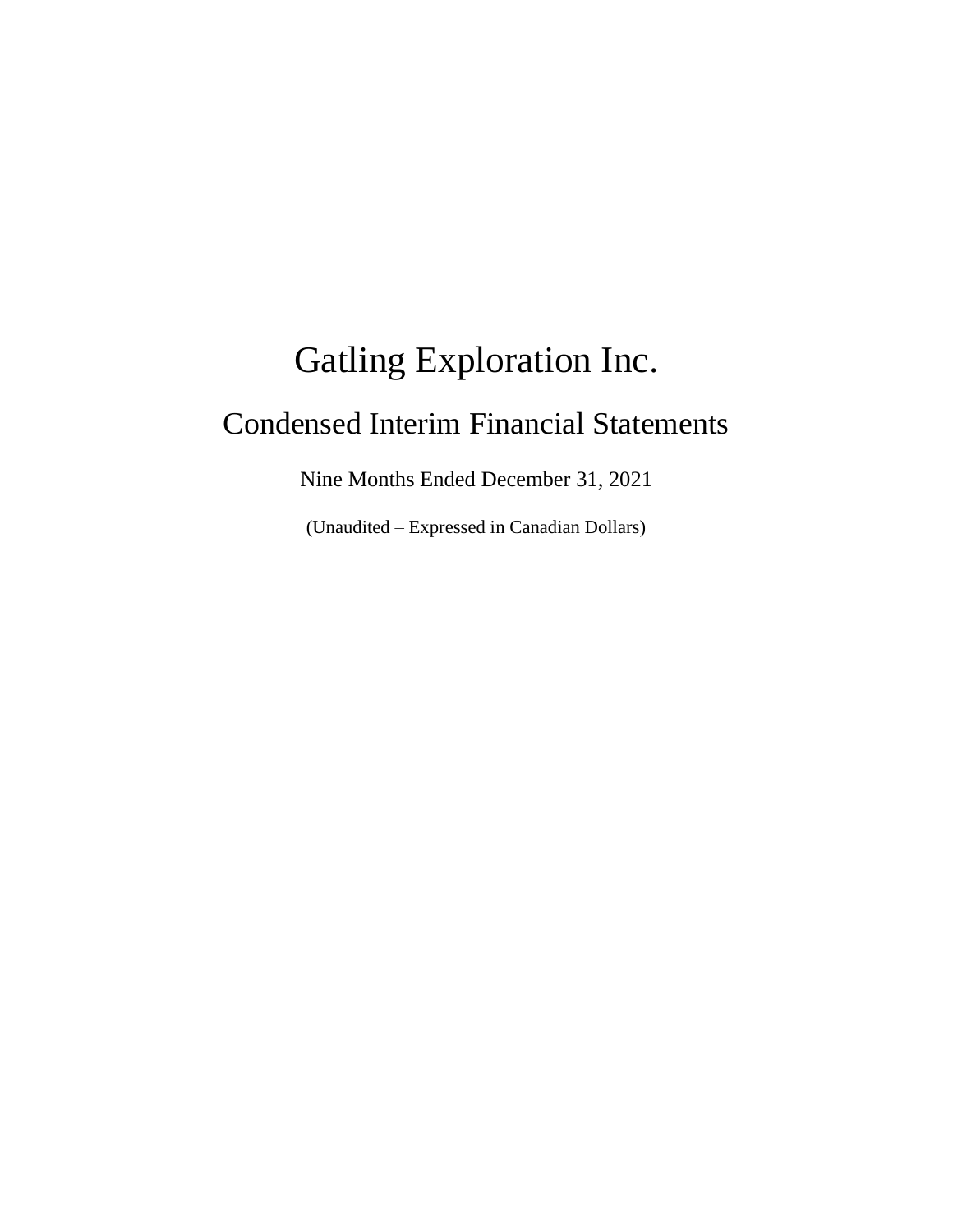# Gatling Exploration Inc.

## Condensed Interim Financial Statements

Nine Months Ended December 31, 2021

(Unaudited – Expressed in Canadian Dollars)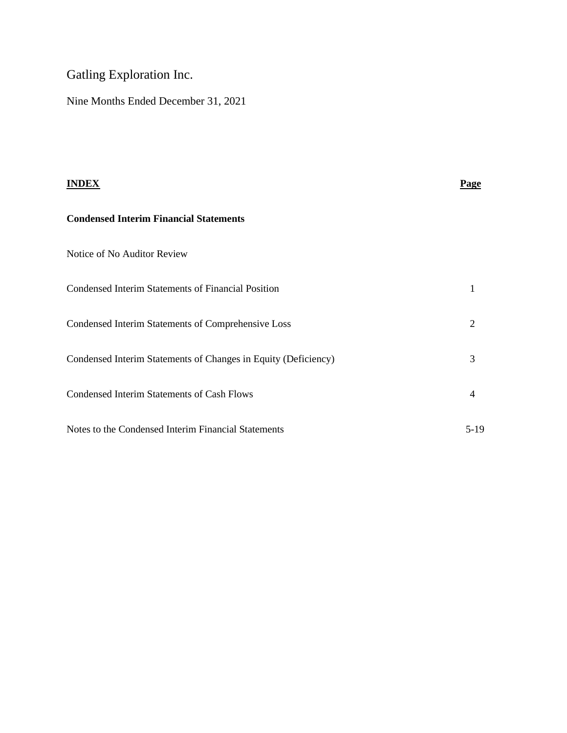Gatling Exploration Inc.

Nine Months Ended December 31, 2021

| **INDEX** | **Page** |
| --- | --- |
| **Condensed Interim Financial Statements** | |
| Notice of No Auditor Review | |
| Condensed Interim Statements of Financial Position | 1 |
| Condensed Interim Statements of Comprehensive Loss | 2 |
| Condensed Interim Statements of Changes in Equity (Deficiency) | 3 |
| Condensed Interim Statements of Cash Flows | 4 |
| Notes to the Condensed Interim Financial Statements | 5-19 |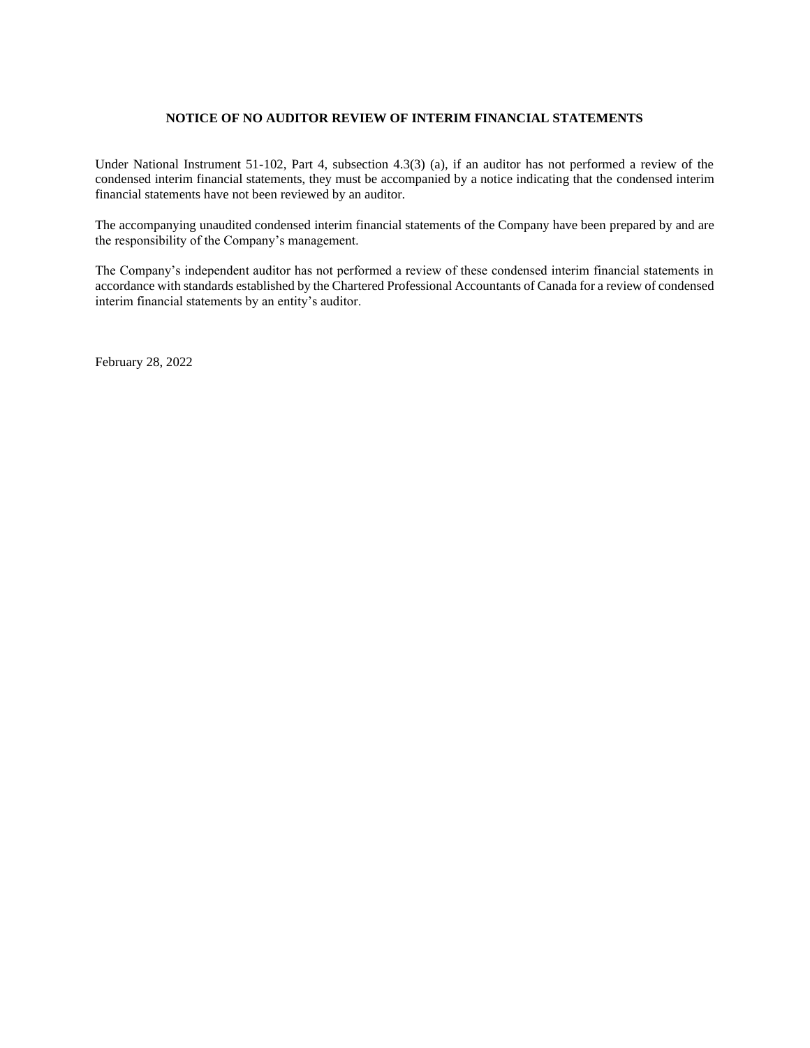## NOTICE OF NO AUDITOR REVIEW OF INTERIM FINANCIAL STATEMENTS

Under National Instrument 51-102, Part 4, subsection 4.3(3) (a), if an auditor has not performed a review of the condensed interim financial statements, they must be accompanied by a notice indicating that the condensed interim financial statements have not been reviewed by an auditor.

The accompanying unaudited condensed interim financial statements of the Company have been prepared by and are the responsibility of the Company's management.

The Company's independent auditor has not performed a review of these condensed interim financial statements in accordance with standards established by the Chartered Professional Accountants of Canada for a review of condensed interim financial statements by an entity's auditor.

February 28, 2022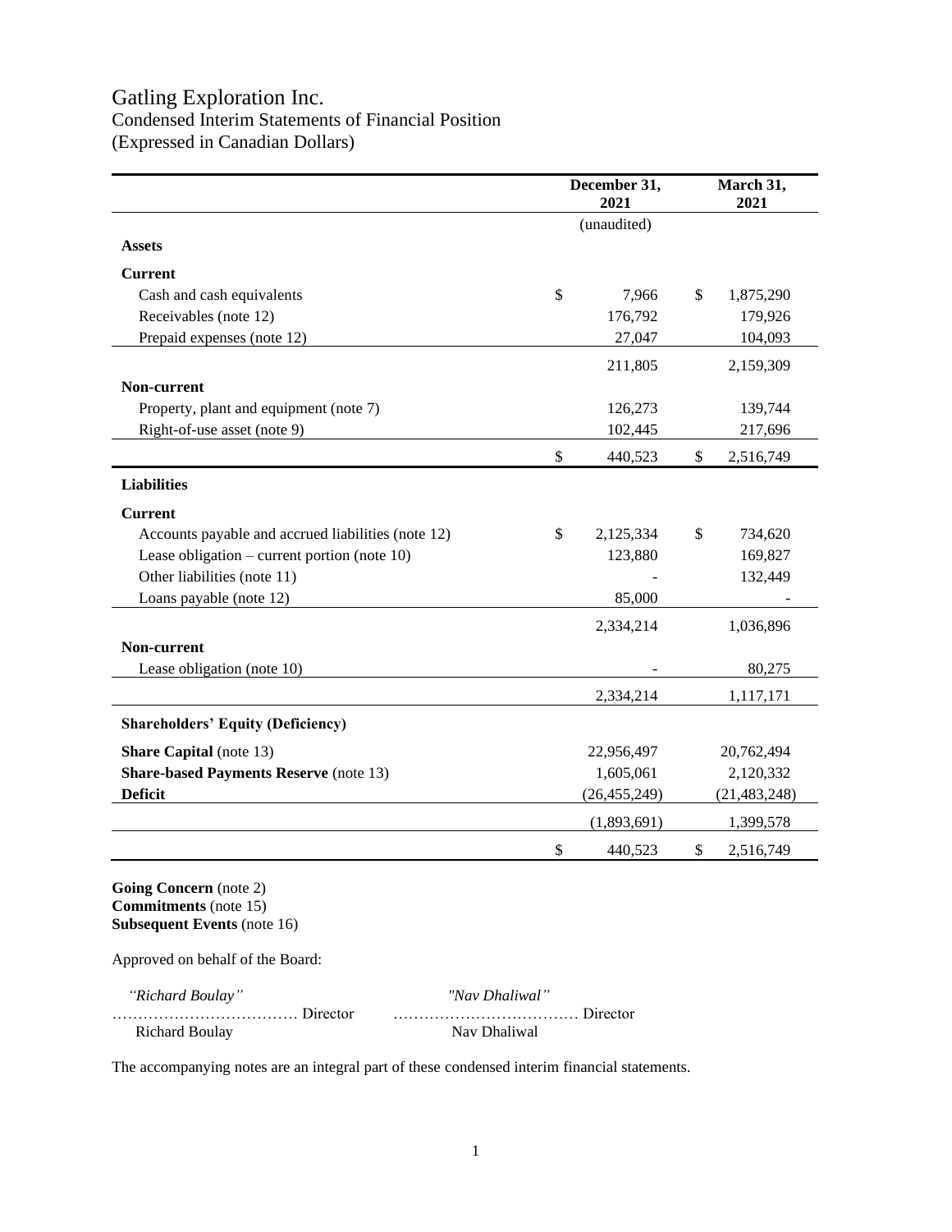# Gatling Exploration Inc.

## Condensed Interim Statements of Financial Position

(Expressed in Canadian Dollars)

| | December 31, 2021 | March 31, 2021 |
|---|---|---|
| | (unaudited) | |
| **Assets** | | |
| **Current** | | |
| Cash and cash equivalents | $ 7,966 | $ 1,875,290 |
| Receivables (note 12) | 176,792 | 179,926 |
| Prepaid expenses (note 12) | 27,047 | 104,093 |
| | 211,805 | 2,159,309 |
| **Non-current** | | |
| Property, plant and equipment (note 7) | 126,273 | 139,744 |
| Right-of-use asset (note 9) | 102,445 | 217,696 |
| | $ 440,523 | $ 2,516,749 |
| **Liabilities** | | |
| **Current** | | |
| Accounts payable and accrued liabilities (note 12) | $ 2,125,334 | $ 734,620 |
| Lease obligation – current portion (note 10) | 123,880 | 169,827 |
| Other liabilities (note 11) | - | 132,449 |
| Loans payable (note 12) | 85,000 | - |
| | 2,334,214 | 1,036,896 |
| **Non-current** | | |
| Lease obligation (note 10) | - | 80,275 |
| | 2,334,214 | 1,117,171 |
| **Shareholders' Equity (Deficiency)** | | |
| **Share Capital** (note 13) | 22,956,497 | 20,762,494 |
| **Share-based Payments Reserve** (note 13) | 1,605,061 | 2,120,332 |
| **Deficit** | (26,455,249) | (21,483,248) |
| | (1,893,691) | 1,399,578 |
| | $ 440,523 | $ 2,516,749 |

**Going Concern** (note 2)
**Commitments** (note 15)
**Subsequent Events** (note 16)

Approved on behalf of the Board:

*"Richard Boulay"* ……………………………… Director
Richard Boulay

*"Nav Dhaliwal"* ……………………………… Director
Nav Dhaliwal

The accompanying notes are an integral part of these condensed interim financial statements.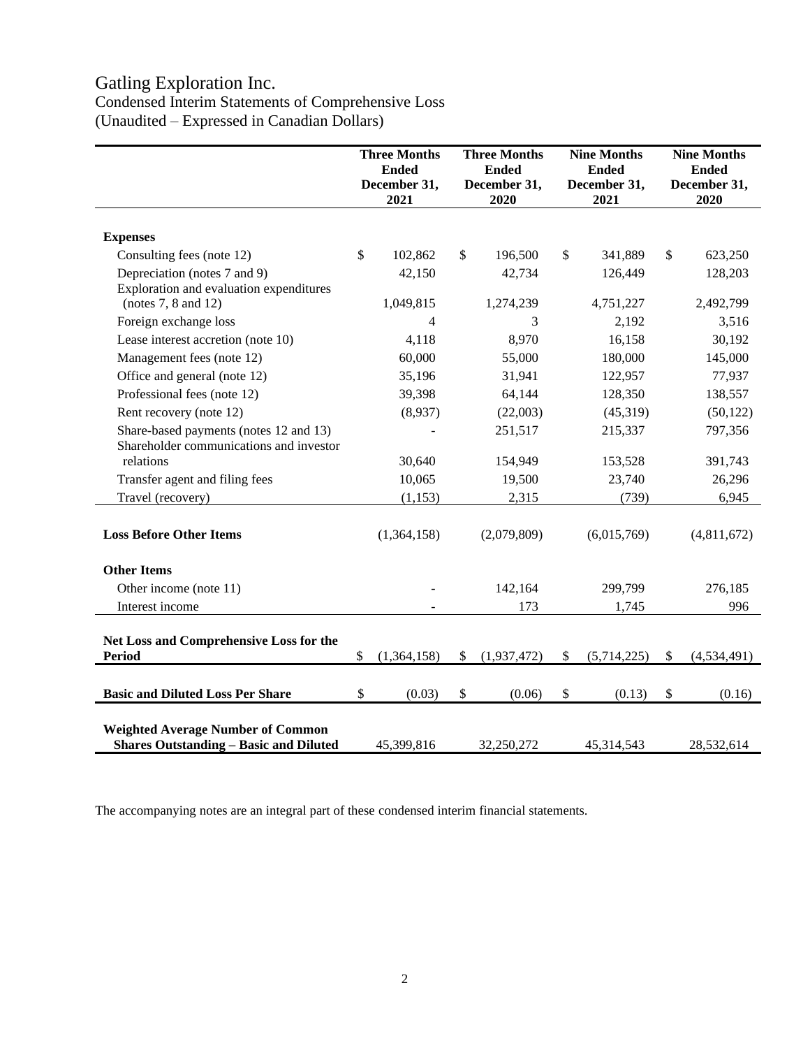# Gatling Exploration Inc.

Condensed Interim Statements of Comprehensive Loss
(Unaudited – Expressed in Canadian Dollars)

| | Three Months Ended December 31, 2021 | Three Months Ended December 31, 2020 | Nine Months Ended December 31, 2021 | Nine Months Ended December 31, 2020 |
|---|---|---|---|---|
| **Expenses** | | | | |
| Consulting fees (note 12) | $ 102,862 | $ 196,500 | $ 341,889 | $ 623,250 |
| Depreciation (notes 7 and 9) | 42,150 | 42,734 | 126,449 | 128,203 |
| Exploration and evaluation expenditures (notes 7, 8 and 12) | 1,049,815 | 1,274,239 | 4,751,227 | 2,492,799 |
| Foreign exchange loss | 4 | 3 | 2,192 | 3,516 |
| Lease interest accretion (note 10) | 4,118 | 8,970 | 16,158 | 30,192 |
| Management fees (note 12) | 60,000 | 55,000 | 180,000 | 145,000 |
| Office and general (note 12) | 35,196 | 31,941 | 122,957 | 77,937 |
| Professional fees (note 12) | 39,398 | 64,144 | 128,350 | 138,557 |
| Rent recovery (note 12) | (8,937) | (22,003) | (45,319) | (50,122) |
| Share-based payments (notes 12 and 13) | - | 251,517 | 215,337 | 797,356 |
| Shareholder communications and investor relations | 30,640 | 154,949 | 153,528 | 391,743 |
| Transfer agent and filing fees | 10,065 | 19,500 | 23,740 | 26,296 |
| Travel (recovery) | (1,153) | 2,315 | (739) | 6,945 |
| **Loss Before Other Items** | (1,364,158) | (2,079,809) | (6,015,769) | (4,811,672) |
| **Other Items** | | | | |
| Other income (note 11) | - | 142,164 | 299,799 | 276,185 |
| Interest income | - | 173 | 1,745 | 996 |
| **Net Loss and Comprehensive Loss for the Period** | $ (1,364,158) | $ (1,937,472) | $ (5,714,225) | $ (4,534,491) |
| **Basic and Diluted Loss Per Share** | $ (0.03) | $ (0.06) | $ (0.13) | $ (0.16) |
| **Weighted Average Number of Common Shares Outstanding – Basic and Diluted** | 45,399,816 | 32,250,272 | 45,314,543 | 28,532,614 |

The accompanying notes are an integral part of these condensed interim financial statements.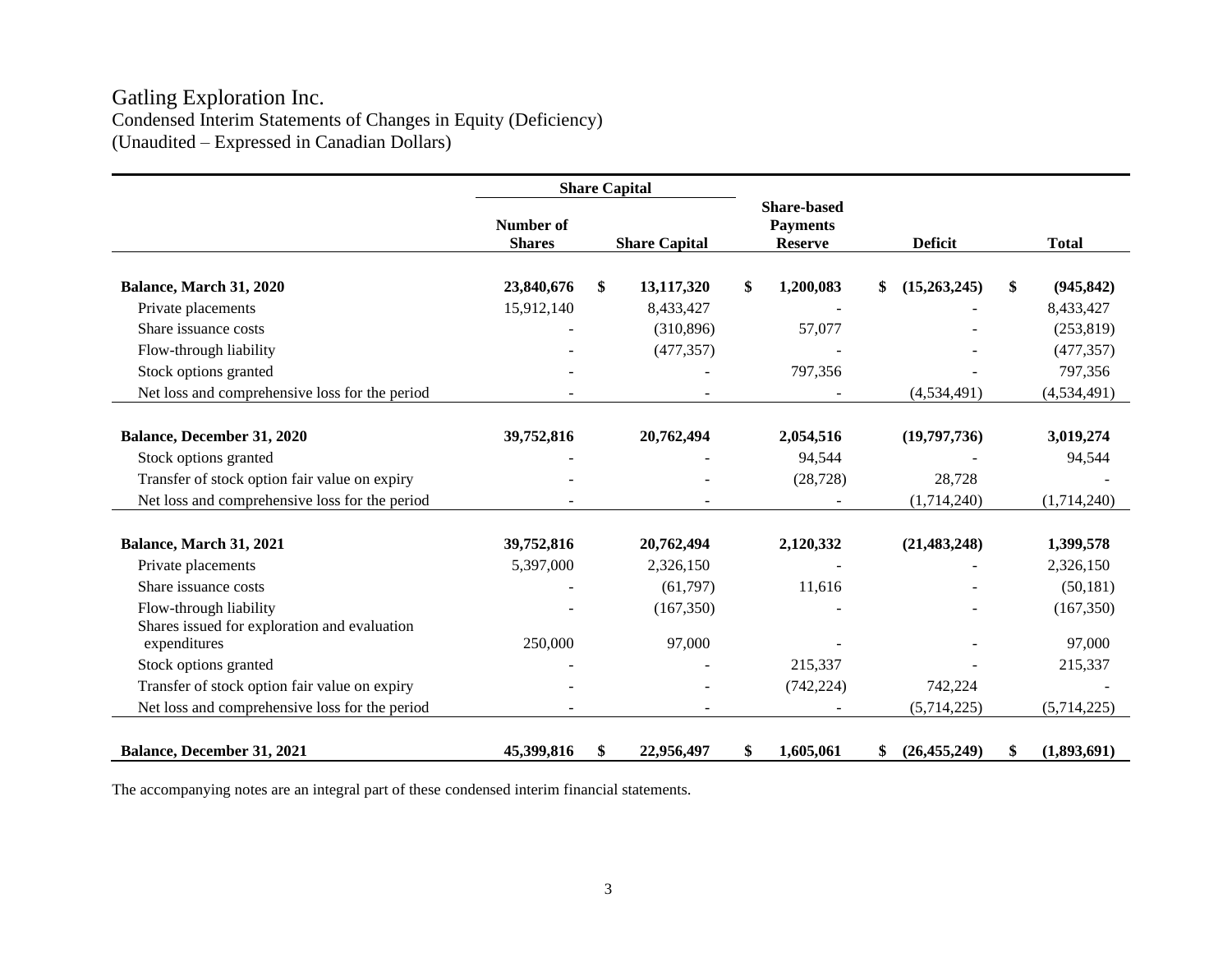# Gatling Exploration Inc.

Condensed Interim Statements of Changes in Equity (Deficiency)
(Unaudited – Expressed in Canadian Dollars)

| | Share Capital | | | | |
|---|---|---|---|---|---|
| | Number of Shares | Share Capital | Share-based Payments Reserve | Deficit | Total |
| **Balance, March 31, 2020** | **23,840,676** | **$ 13,117,320** | **$ 1,200,083** | **$ (15,263,245)** | **$ (945,842)** |
| Private placements | 15,912,140 | 8,433,427 | - | - | 8,433,427 |
| Share issuance costs | - | (310,896) | 57,077 | - | (253,819) |
| Flow-through liability | - | (477,357) | - | - | (477,357) |
| Stock options granted | - | - | 797,356 | - | 797,356 |
| Net loss and comprehensive loss for the period | - | - | - | (4,534,491) | (4,534,491) |
| **Balance, December 31, 2020** | **39,752,816** | **20,762,494** | **2,054,516** | **(19,797,736)** | **3,019,274** |
| Stock options granted | - | - | 94,544 | - | 94,544 |
| Transfer of stock option fair value on expiry | - | - | (28,728) | 28,728 | - |
| Net loss and comprehensive loss for the period | - | - | - | (1,714,240) | (1,714,240) |
| **Balance, March 31, 2021** | **39,752,816** | **20,762,494** | **2,120,332** | **(21,483,248)** | **1,399,578** |
| Private placements | 5,397,000 | 2,326,150 | - | - | 2,326,150 |
| Share issuance costs | - | (61,797) | 11,616 | - | (50,181) |
| Flow-through liability | - | (167,350) | - | - | (167,350) |
| Shares issued for exploration and evaluation expenditures | 250,000 | 97,000 | - | - | 97,000 |
| Stock options granted | - | - | 215,337 | - | 215,337 |
| Transfer of stock option fair value on expiry | - | - | (742,224) | 742,224 | - |
| Net loss and comprehensive loss for the period | - | - | - | (5,714,225) | (5,714,225) |
| **Balance, December 31, 2021** | **45,399,816** | **$ 22,956,497** | **$ 1,605,061** | **$ (26,455,249)** | **$ (1,893,691)** |

The accompanying notes are an integral part of these condensed interim financial statements.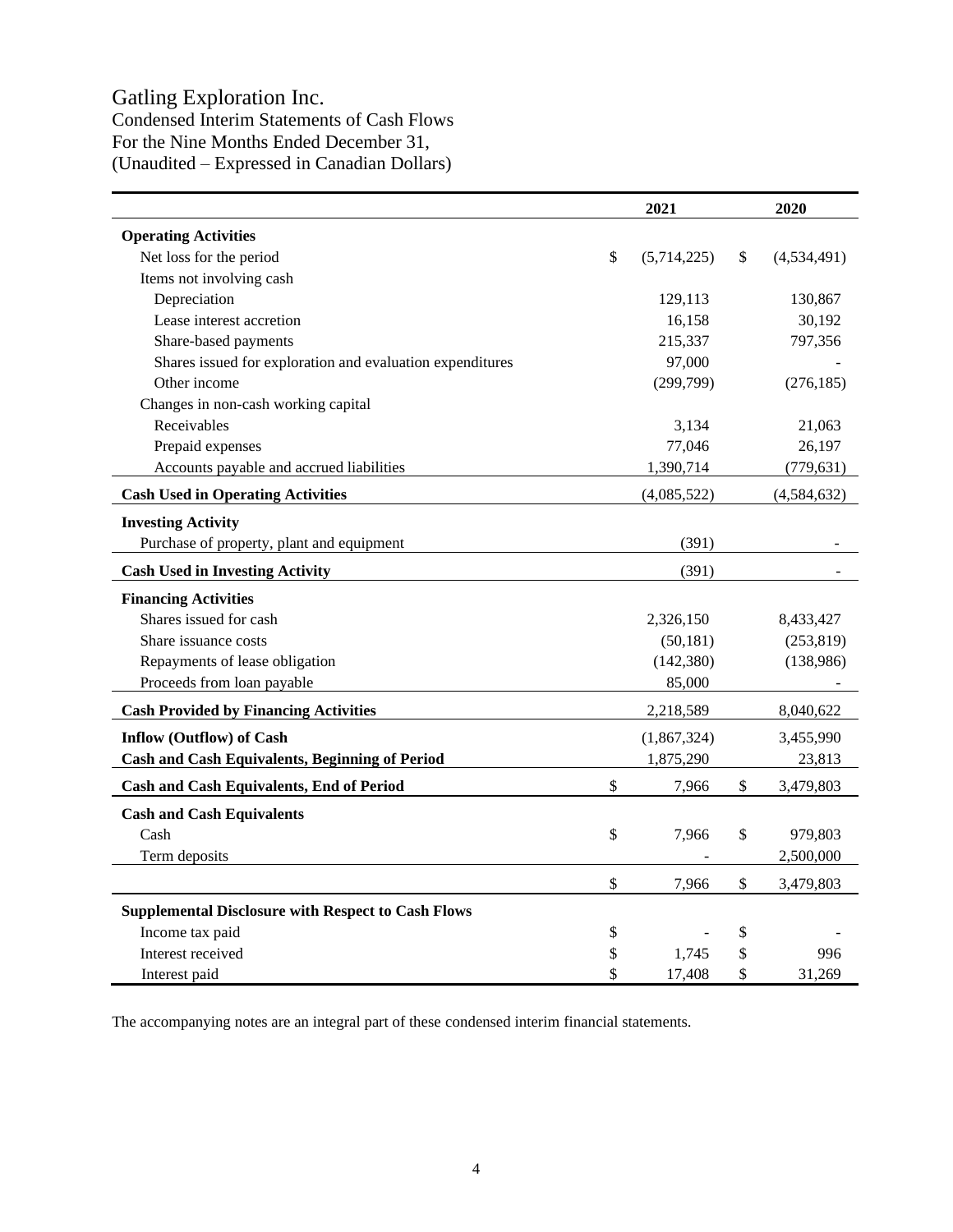# Gatling Exploration Inc.

Condensed Interim Statements of Cash Flows
For the Nine Months Ended December 31,
(Unaudited – Expressed in Canadian Dollars)

| | 2021 | 2020 |
|---|---|---|
| **Operating Activities** | | |
| Net loss for the period | $ (5,714,225) | $ (4,534,491) |
| Items not involving cash | | |
| Depreciation | 129,113 | 130,867 |
| Lease interest accretion | 16,158 | 30,192 |
| Share-based payments | 215,337 | 797,356 |
| Shares issued for exploration and evaluation expenditures | 97,000 | - |
| Other income | (299,799) | (276,185) |
| Changes in non-cash working capital | | |
| Receivables | 3,134 | 21,063 |
| Prepaid expenses | 77,046 | 26,197 |
| Accounts payable and accrued liabilities | 1,390,714 | (779,631) |
| **Cash Used in Operating Activities** | (4,085,522) | (4,584,632) |
| **Investing Activity** | | |
| Purchase of property, plant and equipment | (391) | - |
| **Cash Used in Investing Activity** | (391) | - |
| **Financing Activities** | | |
| Shares issued for cash | 2,326,150 | 8,433,427 |
| Share issuance costs | (50,181) | (253,819) |
| Repayments of lease obligation | (142,380) | (138,986) |
| Proceeds from loan payable | 85,000 | - |
| **Cash Provided by Financing Activities** | 2,218,589 | 8,040,622 |
| **Inflow (Outflow) of Cash** | (1,867,324) | 3,455,990 |
| **Cash and Cash Equivalents, Beginning of Period** | 1,875,290 | 23,813 |
| **Cash and Cash Equivalents, End of Period** | $ 7,966 | $ 3,479,803 |
| **Cash and Cash Equivalents** | | |
| Cash | $ 7,966 | $ 979,803 |
| Term deposits | - | 2,500,000 |
| | $ 7,966 | $ 3,479,803 |
| **Supplemental Disclosure with Respect to Cash Flows** | | |
| Income tax paid | $ - | $ - |
| Interest received | $ 1,745 | $ 996 |
| Interest paid | $ 17,408 | $ 31,269 |

The accompanying notes are an integral part of these condensed interim financial statements.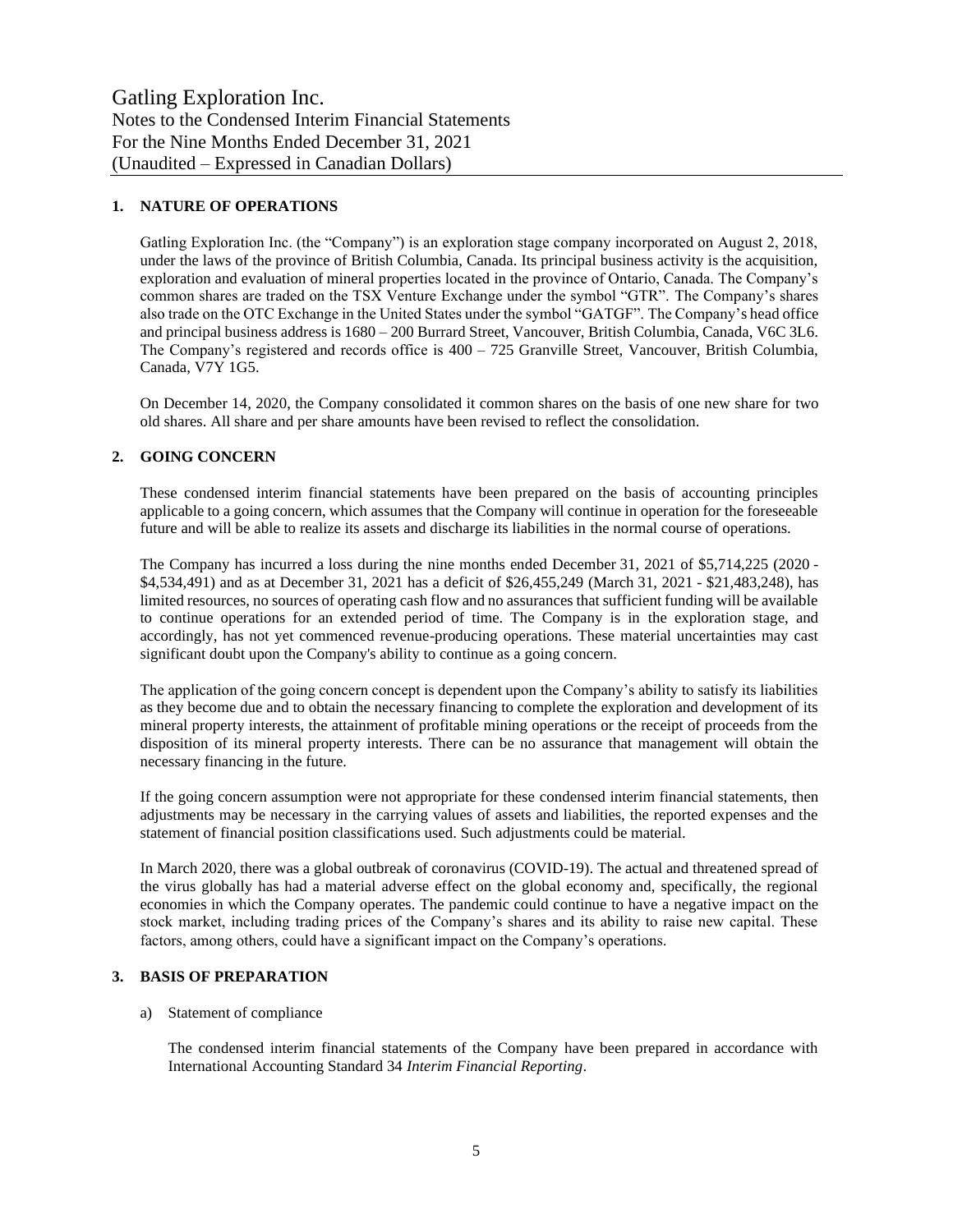## 1. NATURE OF OPERATIONS

Gatling Exploration Inc. (the "Company") is an exploration stage company incorporated on August 2, 2018, under the laws of the province of British Columbia, Canada. Its principal business activity is the acquisition, exploration and evaluation of mineral properties located in the province of Ontario, Canada. The Company's common shares are traded on the TSX Venture Exchange under the symbol "GTR". The Company's shares also trade on the OTC Exchange in the United States under the symbol "GATGF". The Company's head office and principal business address is 1680 – 200 Burrard Street, Vancouver, British Columbia, Canada, V6C 3L6. The Company's registered and records office is 400 – 725 Granville Street, Vancouver, British Columbia, Canada, V7Y 1G5.

On December 14, 2020, the Company consolidated it common shares on the basis of one new share for two old shares. All share and per share amounts have been revised to reflect the consolidation.

## 2. GOING CONCERN

These condensed interim financial statements have been prepared on the basis of accounting principles applicable to a going concern, which assumes that the Company will continue in operation for the foreseeable future and will be able to realize its assets and discharge its liabilities in the normal course of operations.

The Company has incurred a loss during the nine months ended December 31, 2021 of $5,714,225 (2020 - $4,534,491) and as at December 31, 2021 has a deficit of $26,455,249 (March 31, 2021 - $21,483,248), has limited resources, no sources of operating cash flow and no assurances that sufficient funding will be available to continue operations for an extended period of time. The Company is in the exploration stage, and accordingly, has not yet commenced revenue-producing operations. These material uncertainties may cast significant doubt upon the Company's ability to continue as a going concern.

The application of the going concern concept is dependent upon the Company's ability to satisfy its liabilities as they become due and to obtain the necessary financing to complete the exploration and development of its mineral property interests, the attainment of profitable mining operations or the receipt of proceeds from the disposition of its mineral property interests. There can be no assurance that management will obtain the necessary financing in the future.

If the going concern assumption were not appropriate for these condensed interim financial statements, then adjustments may be necessary in the carrying values of assets and liabilities, the reported expenses and the statement of financial position classifications used. Such adjustments could be material.

In March 2020, there was a global outbreak of coronavirus (COVID-19). The actual and threatened spread of the virus globally has had a material adverse effect on the global economy and, specifically, the regional economies in which the Company operates. The pandemic could continue to have a negative impact on the stock market, including trading prices of the Company's shares and its ability to raise new capital. These factors, among others, could have a significant impact on the Company's operations.

## 3. BASIS OF PREPARATION

a) Statement of compliance

The condensed interim financial statements of the Company have been prepared in accordance with International Accounting Standard 34 *Interim Financial Reporting*.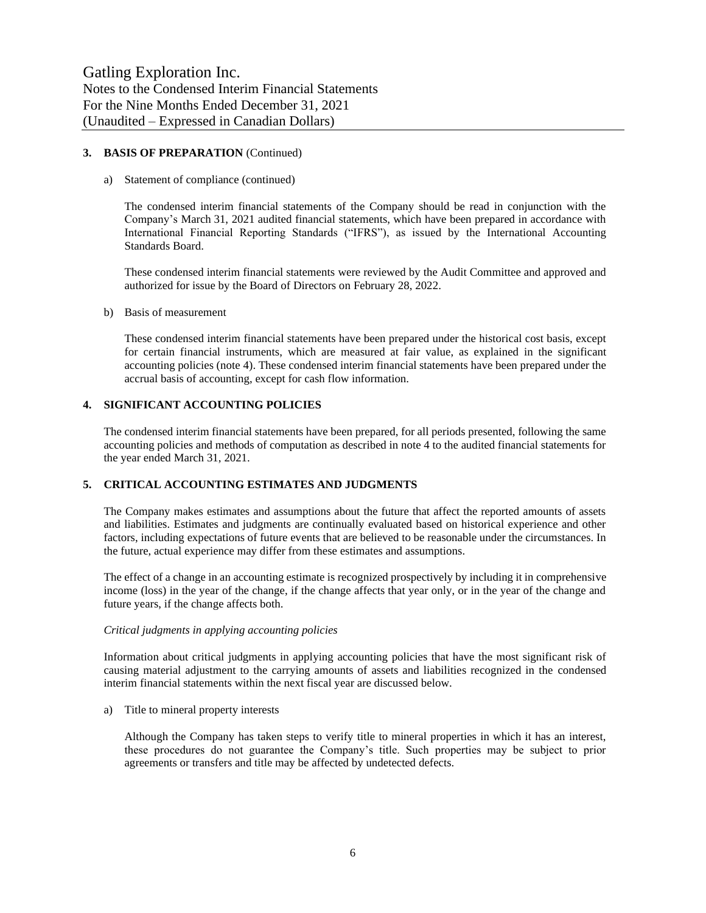## 3. BASIS OF PREPARATION (Continued)

a) Statement of compliance (continued)

The condensed interim financial statements of the Company should be read in conjunction with the Company's March 31, 2021 audited financial statements, which have been prepared in accordance with International Financial Reporting Standards ("IFRS"), as issued by the International Accounting Standards Board.

These condensed interim financial statements were reviewed by the Audit Committee and approved and authorized for issue by the Board of Directors on February 28, 2022.

b) Basis of measurement

These condensed interim financial statements have been prepared under the historical cost basis, except for certain financial instruments, which are measured at fair value, as explained in the significant accounting policies (note 4). These condensed interim financial statements have been prepared under the accrual basis of accounting, except for cash flow information.

## 4. SIGNIFICANT ACCOUNTING POLICIES

The condensed interim financial statements have been prepared, for all periods presented, following the same accounting policies and methods of computation as described in note 4 to the audited financial statements for the year ended March 31, 2021.

## 5. CRITICAL ACCOUNTING ESTIMATES AND JUDGMENTS

The Company makes estimates and assumptions about the future that affect the reported amounts of assets and liabilities. Estimates and judgments are continually evaluated based on historical experience and other factors, including expectations of future events that are believed to be reasonable under the circumstances. In the future, actual experience may differ from these estimates and assumptions.

The effect of a change in an accounting estimate is recognized prospectively by including it in comprehensive income (loss) in the year of the change, if the change affects that year only, or in the year of the change and future years, if the change affects both.

*Critical judgments in applying accounting policies*

Information about critical judgments in applying accounting policies that have the most significant risk of causing material adjustment to the carrying amounts of assets and liabilities recognized in the condensed interim financial statements within the next fiscal year are discussed below.

a) Title to mineral property interests

Although the Company has taken steps to verify title to mineral properties in which it has an interest, these procedures do not guarantee the Company's title. Such properties may be subject to prior agreements or transfers and title may be affected by undetected defects.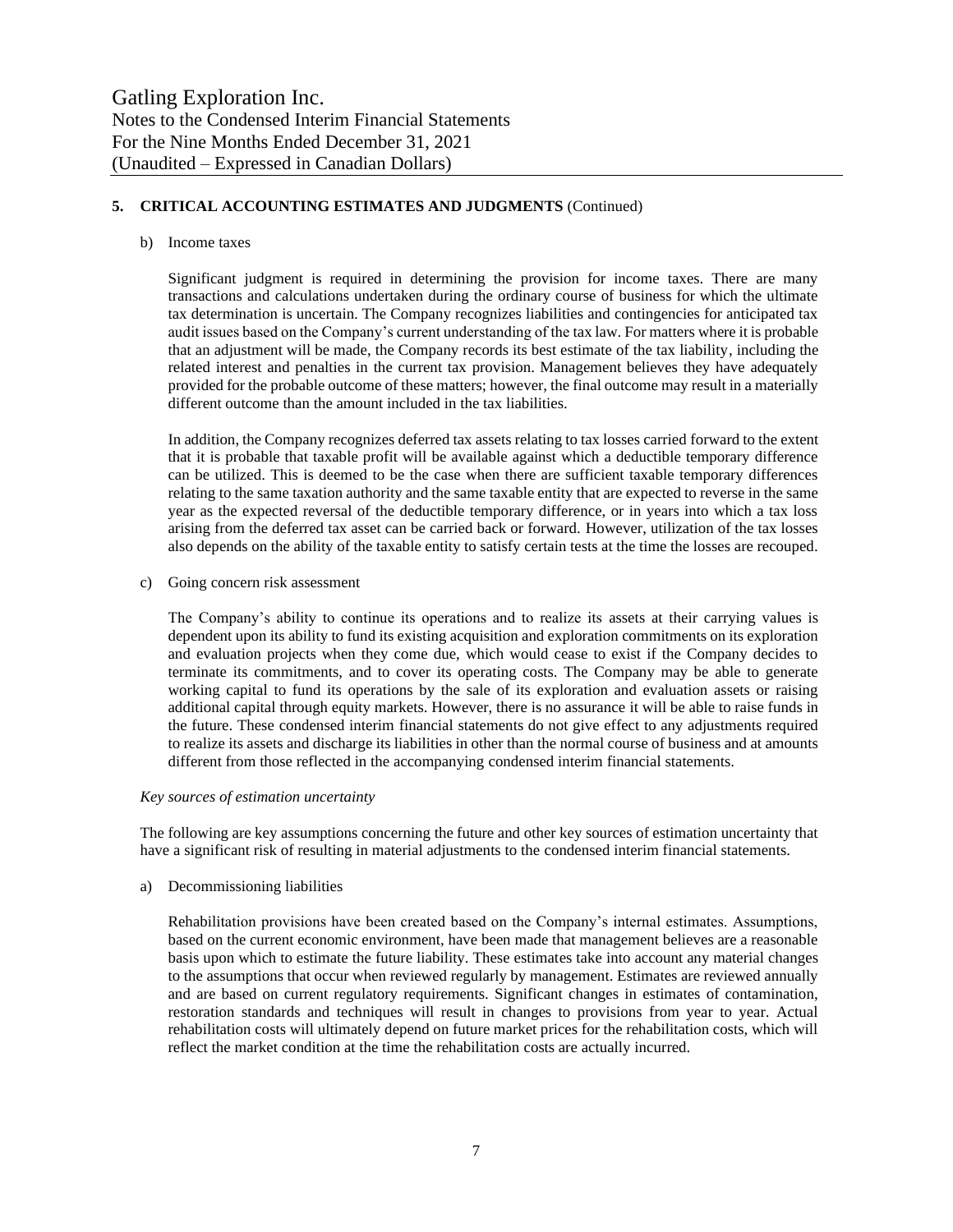## 5. CRITICAL ACCOUNTING ESTIMATES AND JUDGMENTS (Continued)

b) Income taxes

Significant judgment is required in determining the provision for income taxes. There are many transactions and calculations undertaken during the ordinary course of business for which the ultimate tax determination is uncertain. The Company recognizes liabilities and contingencies for anticipated tax audit issues based on the Company's current understanding of the tax law. For matters where it is probable that an adjustment will be made, the Company records its best estimate of the tax liability, including the related interest and penalties in the current tax provision. Management believes they have adequately provided for the probable outcome of these matters; however, the final outcome may result in a materially different outcome than the amount included in the tax liabilities.

In addition, the Company recognizes deferred tax assets relating to tax losses carried forward to the extent that it is probable that taxable profit will be available against which a deductible temporary difference can be utilized. This is deemed to be the case when there are sufficient taxable temporary differences relating to the same taxation authority and the same taxable entity that are expected to reverse in the same year as the expected reversal of the deductible temporary difference, or in years into which a tax loss arising from the deferred tax asset can be carried back or forward. However, utilization of the tax losses also depends on the ability of the taxable entity to satisfy certain tests at the time the losses are recouped.

c) Going concern risk assessment

The Company's ability to continue its operations and to realize its assets at their carrying values is dependent upon its ability to fund its existing acquisition and exploration commitments on its exploration and evaluation projects when they come due, which would cease to exist if the Company decides to terminate its commitments, and to cover its operating costs. The Company may be able to generate working capital to fund its operations by the sale of its exploration and evaluation assets or raising additional capital through equity markets. However, there is no assurance it will be able to raise funds in the future. These condensed interim financial statements do not give effect to any adjustments required to realize its assets and discharge its liabilities in other than the normal course of business and at amounts different from those reflected in the accompanying condensed interim financial statements.

*Key sources of estimation uncertainty*

The following are key assumptions concerning the future and other key sources of estimation uncertainty that have a significant risk of resulting in material adjustments to the condensed interim financial statements.

a) Decommissioning liabilities

Rehabilitation provisions have been created based on the Company's internal estimates. Assumptions, based on the current economic environment, have been made that management believes are a reasonable basis upon which to estimate the future liability. These estimates take into account any material changes to the assumptions that occur when reviewed regularly by management. Estimates are reviewed annually and are based on current regulatory requirements. Significant changes in estimates of contamination, restoration standards and techniques will result in changes to provisions from year to year. Actual rehabilitation costs will ultimately depend on future market prices for the rehabilitation costs, which will reflect the market condition at the time the rehabilitation costs are actually incurred.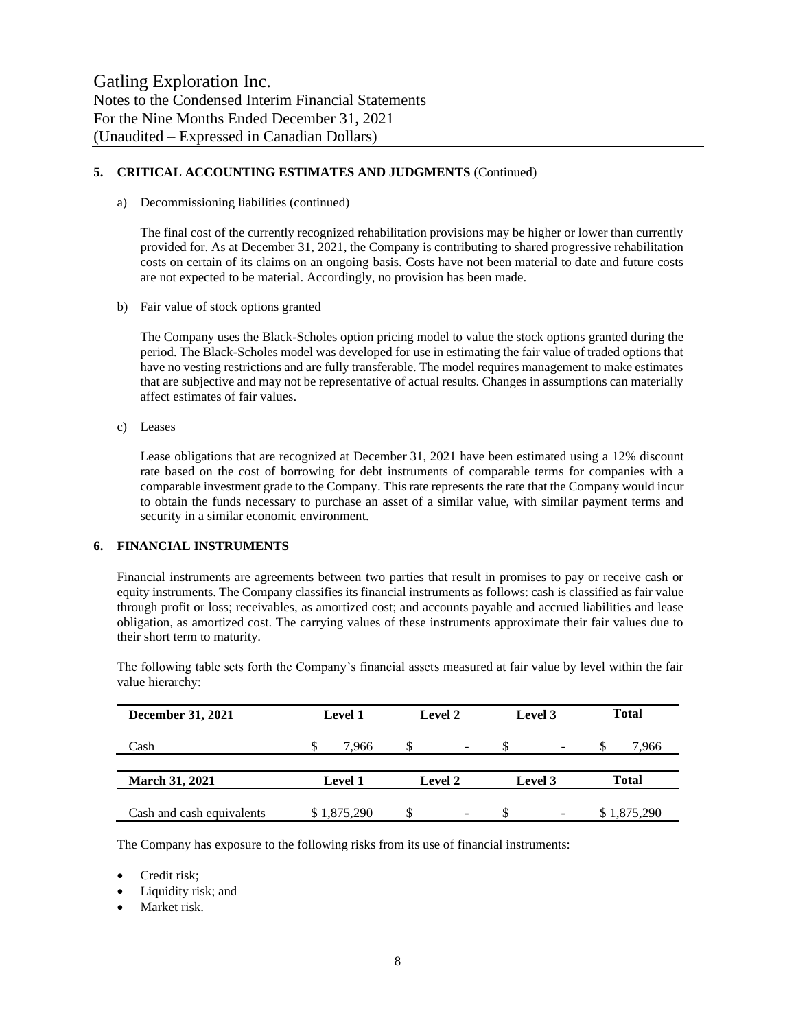## 5. CRITICAL ACCOUNTING ESTIMATES AND JUDGMENTS (Continued)

a) Decommissioning liabilities (continued)

The final cost of the currently recognized rehabilitation provisions may be higher or lower than currently provided for. As at December 31, 2021, the Company is contributing to shared progressive rehabilitation costs on certain of its claims on an ongoing basis. Costs have not been material to date and future costs are not expected to be material. Accordingly, no provision has been made.

b) Fair value of stock options granted

The Company uses the Black-Scholes option pricing model to value the stock options granted during the period. The Black-Scholes model was developed for use in estimating the fair value of traded options that have no vesting restrictions and are fully transferable. The model requires management to make estimates that are subjective and may not be representative of actual results. Changes in assumptions can materially affect estimates of fair values.

c) Leases

Lease obligations that are recognized at December 31, 2021 have been estimated using a 12% discount rate based on the cost of borrowing for debt instruments of comparable terms for companies with a comparable investment grade to the Company. This rate represents the rate that the Company would incur to obtain the funds necessary to purchase an asset of a similar value, with similar payment terms and security in a similar economic environment.

## 6. FINANCIAL INSTRUMENTS

Financial instruments are agreements between two parties that result in promises to pay or receive cash or equity instruments. The Company classifies its financial instruments as follows: cash is classified as fair value through profit or loss; receivables, as amortized cost; and accounts payable and accrued liabilities and lease obligation, as amortized cost. The carrying values of these instruments approximate their fair values due to their short term to maturity.

The following table sets forth the Company's financial assets measured at fair value by level within the fair value hierarchy:

| December 31, 2021 | Level 1 | Level 2 | Level 3 | Total |
|---|---|---|---|---|
| Cash | $ 7,966 | $ - | $ - | $ 7,966 |

| March 31, 2021 | Level 1 | Level 2 | Level 3 | Total |
|---|---|---|---|---|
| Cash and cash equivalents | $ 1,875,290 | $ - | $ - | $ 1,875,290 |

The Company has exposure to the following risks from its use of financial instruments:

- Credit risk;
- Liquidity risk; and
- Market risk.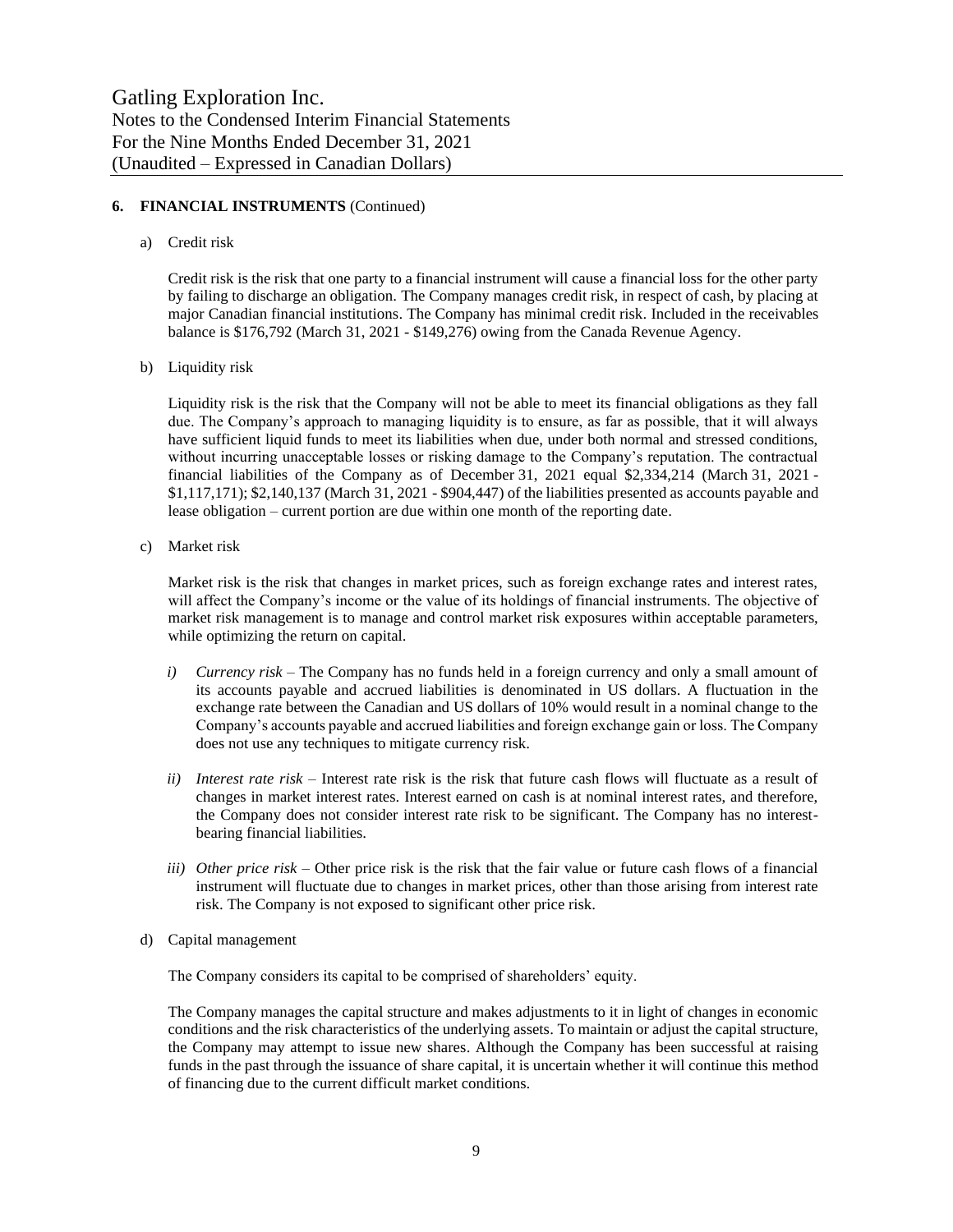## 6. FINANCIAL INSTRUMENTS (Continued)

a) Credit risk

Credit risk is the risk that one party to a financial instrument will cause a financial loss for the other party by failing to discharge an obligation. The Company manages credit risk, in respect of cash, by placing at major Canadian financial institutions. The Company has minimal credit risk. Included in the receivables balance is $176,792 (March 31, 2021 - $149,276) owing from the Canada Revenue Agency.

b) Liquidity risk

Liquidity risk is the risk that the Company will not be able to meet its financial obligations as they fall due. The Company's approach to managing liquidity is to ensure, as far as possible, that it will always have sufficient liquid funds to meet its liabilities when due, under both normal and stressed conditions, without incurring unacceptable losses or risking damage to the Company's reputation. The contractual financial liabilities of the Company as of December 31, 2021 equal $2,334,214 (March 31, 2021 - $1,117,171); $2,140,137 (March 31, 2021 - $904,447) of the liabilities presented as accounts payable and lease obligation – current portion are due within one month of the reporting date.

c) Market risk

Market risk is the risk that changes in market prices, such as foreign exchange rates and interest rates, will affect the Company's income or the value of its holdings of financial instruments. The objective of market risk management is to manage and control market risk exposures within acceptable parameters, while optimizing the return on capital.

*i) Currency risk* – The Company has no funds held in a foreign currency and only a small amount of its accounts payable and accrued liabilities is denominated in US dollars. A fluctuation in the exchange rate between the Canadian and US dollars of 10% would result in a nominal change to the Company's accounts payable and accrued liabilities and foreign exchange gain or loss. The Company does not use any techniques to mitigate currency risk.

*ii) Interest rate risk* – Interest rate risk is the risk that future cash flows will fluctuate as a result of changes in market interest rates. Interest earned on cash is at nominal interest rates, and therefore, the Company does not consider interest rate risk to be significant. The Company has no interest-bearing financial liabilities.

*iii) Other price risk* – Other price risk is the risk that the fair value or future cash flows of a financial instrument will fluctuate due to changes in market prices, other than those arising from interest rate risk. The Company is not exposed to significant other price risk.

d) Capital management

The Company considers its capital to be comprised of shareholders' equity.

The Company manages the capital structure and makes adjustments to it in light of changes in economic conditions and the risk characteristics of the underlying assets. To maintain or adjust the capital structure, the Company may attempt to issue new shares. Although the Company has been successful at raising funds in the past through the issuance of share capital, it is uncertain whether it will continue this method of financing due to the current difficult market conditions.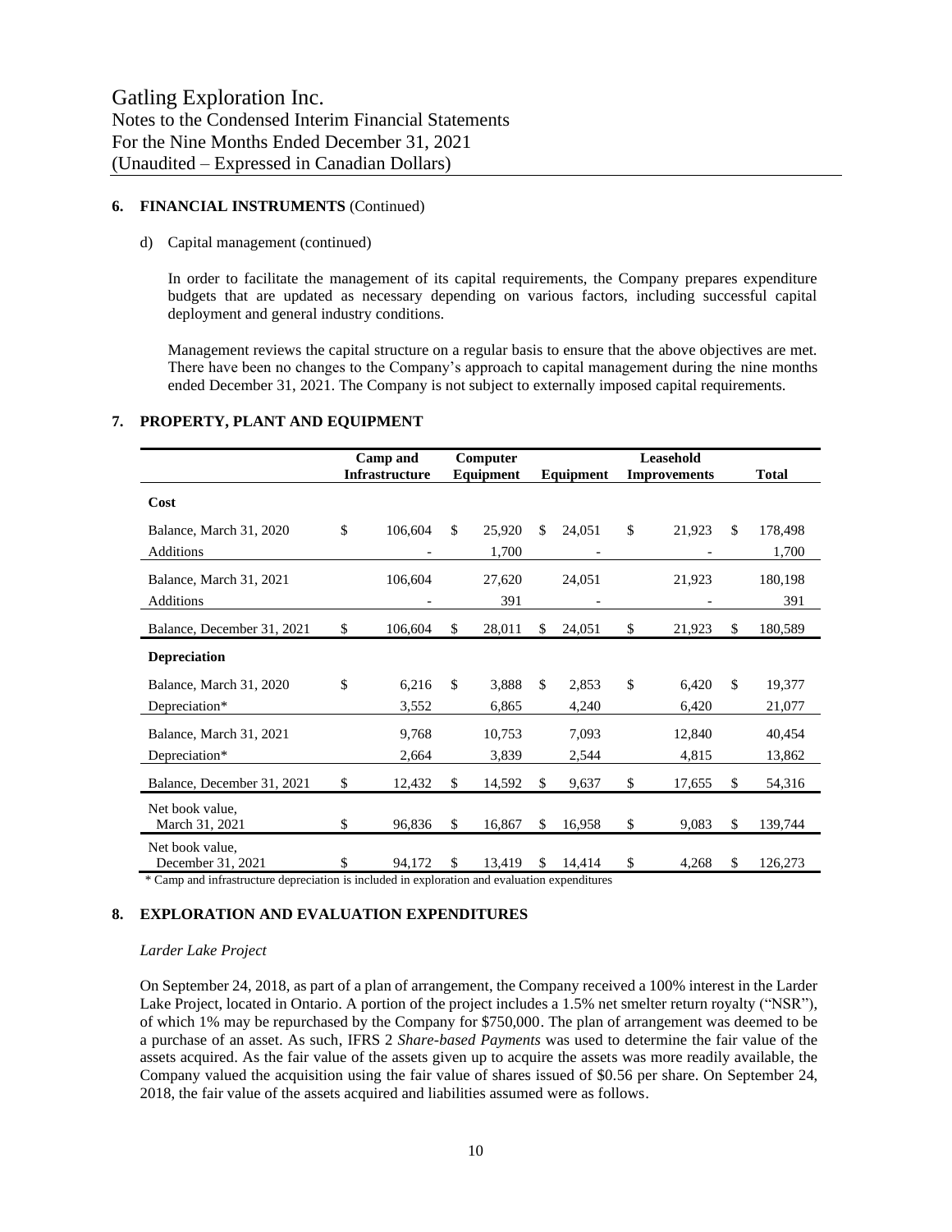## 6. FINANCIAL INSTRUMENTS (Continued)

d) Capital management (continued)

In order to facilitate the management of its capital requirements, the Company prepares expenditure budgets that are updated as necessary depending on various factors, including successful capital deployment and general industry conditions.

Management reviews the capital structure on a regular basis to ensure that the above objectives are met. There have been no changes to the Company's approach to capital management during the nine months ended December 31, 2021. The Company is not subject to externally imposed capital requirements.

## 7. PROPERTY, PLANT AND EQUIPMENT

| | Camp and Infrastructure | Computer Equipment | Equipment | Leasehold Improvements | Total |
|---|---|---|---|---|---|
| **Cost** | | | | | |
| Balance, March 31, 2020 | $ 106,604 | $ 25,920 | $ 24,051 | $ 21,923 | $ 178,498 |
| Additions | - | 1,700 | - | - | 1,700 |
| Balance, March 31, 2021 | 106,604 | 27,620 | 24,051 | 21,923 | 180,198 |
| Additions | - | 391 | - | - | 391 |
| Balance, December 31, 2021 | $ 106,604 | $ 28,011 | $ 24,051 | $ 21,923 | $ 180,589 |
| **Depreciation** | | | | | |
| Balance, March 31, 2020 | $ 6,216 | $ 3,888 | $ 2,853 | $ 6,420 | $ 19,377 |
| Depreciation* | 3,552 | 6,865 | 4,240 | 6,420 | 21,077 |
| Balance, March 31, 2021 | 9,768 | 10,753 | 7,093 | 12,840 | 40,454 |
| Depreciation* | 2,664 | 3,839 | 2,544 | 4,815 | 13,862 |
| Balance, December 31, 2021 | $ 12,432 | $ 14,592 | $ 9,637 | $ 17,655 | $ 54,316 |
| Net book value, March 31, 2021 | $ 96,836 | $ 16,867 | $ 16,958 | $ 9,083 | $ 139,744 |
| Net book value, December 31, 2021 | $ 94,172 | $ 13,419 | $ 14,414 | $ 4,268 | $ 126,273 |

\* Camp and infrastructure depreciation is included in exploration and evaluation expenditures

## 8. EXPLORATION AND EVALUATION EXPENDITURES

*Larder Lake Project*

On September 24, 2018, as part of a plan of arrangement, the Company received a 100% interest in the Larder Lake Project, located in Ontario. A portion of the project includes a 1.5% net smelter return royalty ("NSR"), of which 1% may be repurchased by the Company for $750,000. The plan of arrangement was deemed to be a purchase of an asset. As such, IFRS 2 *Share-based Payments* was used to determine the fair value of the assets acquired. As the fair value of the assets given up to acquire the assets was more readily available, the Company valued the acquisition using the fair value of shares issued of $0.56 per share. On September 24, 2018, the fair value of the assets acquired and liabilities assumed were as follows.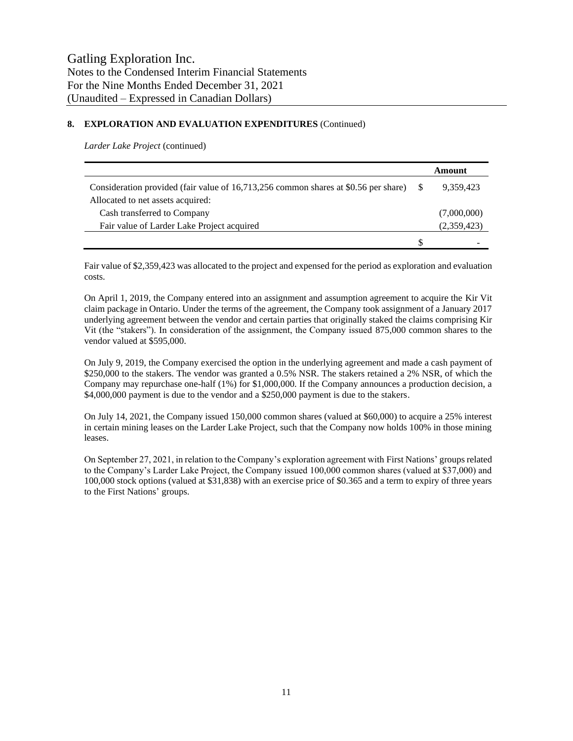## 8. EXPLORATION AND EVALUATION EXPENDITURES (Continued)

*Larder Lake Project* (continued)

| | | Amount |
|---|---|---|
| Consideration provided (fair value of 16,713,256 common shares at $0.56 per share) | $ | 9,359,423 |
| Allocated to net assets acquired: | | |
| Cash transferred to Company | | (7,000,000) |
| Fair value of Larder Lake Project acquired | | (2,359,423) |
| | $ | - |

Fair value of $2,359,423 was allocated to the project and expensed for the period as exploration and evaluation costs.

On April 1, 2019, the Company entered into an assignment and assumption agreement to acquire the Kir Vit claim package in Ontario. Under the terms of the agreement, the Company took assignment of a January 2017 underlying agreement between the vendor and certain parties that originally staked the claims comprising Kir Vit (the "stakers"). In consideration of the assignment, the Company issued 875,000 common shares to the vendor valued at $595,000.

On July 9, 2019, the Company exercised the option in the underlying agreement and made a cash payment of $250,000 to the stakers. The vendor was granted a 0.5% NSR. The stakers retained a 2% NSR, of which the Company may repurchase one-half (1%) for $1,000,000. If the Company announces a production decision, a $4,000,000 payment is due to the vendor and a $250,000 payment is due to the stakers.

On July 14, 2021, the Company issued 150,000 common shares (valued at $60,000) to acquire a 25% interest in certain mining leases on the Larder Lake Project, such that the Company now holds 100% in those mining leases.

On September 27, 2021, in relation to the Company's exploration agreement with First Nations' groups related to the Company's Larder Lake Project, the Company issued 100,000 common shares (valued at $37,000) and 100,000 stock options (valued at $31,838) with an exercise price of $0.365 and a term to expiry of three years to the First Nations' groups.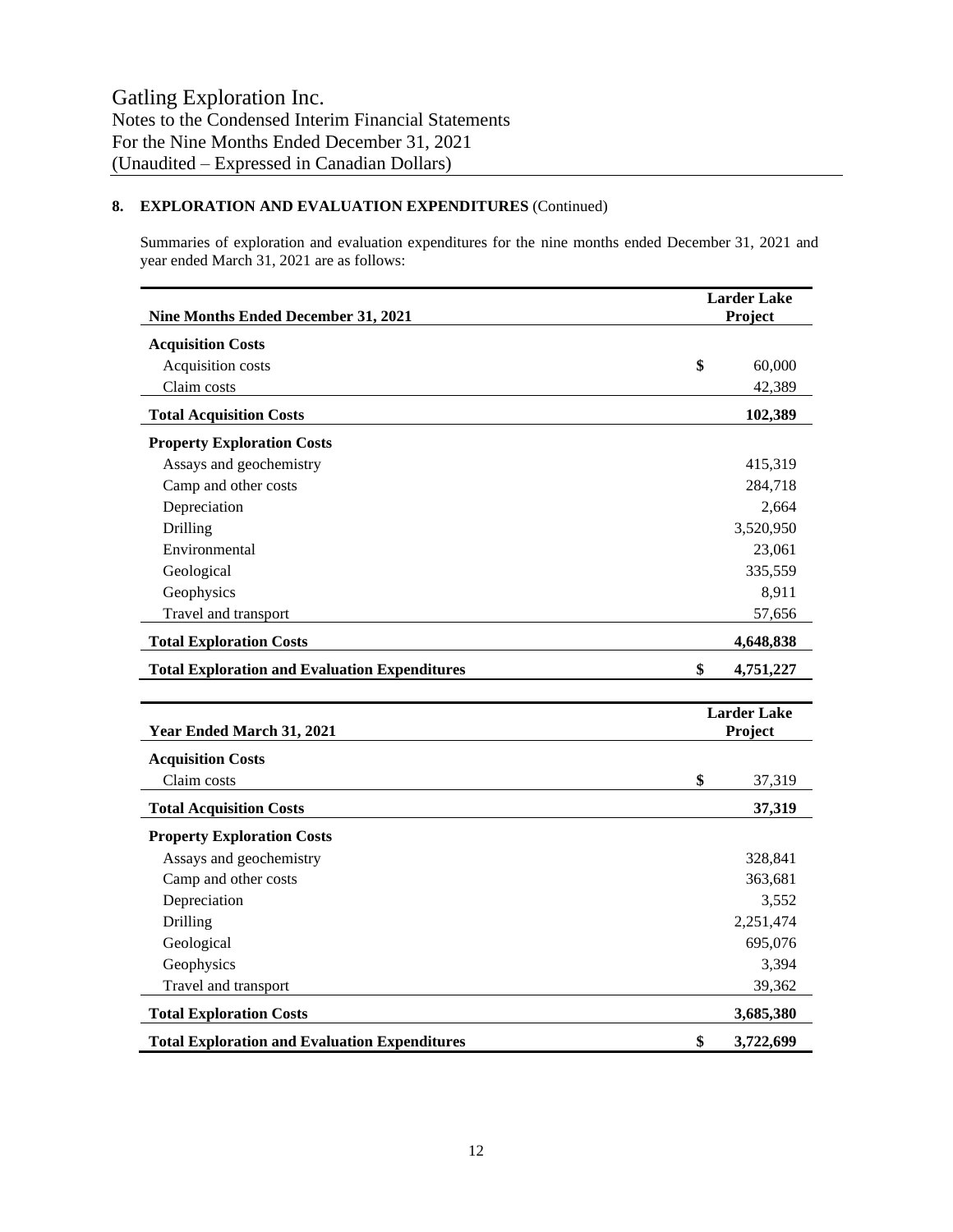Gatling Exploration Inc.
Notes to the Condensed Interim Financial Statements
For the Nine Months Ended December 31, 2021
(Unaudited – Expressed in Canadian Dollars)

## 8. EXPLORATION AND EVALUATION EXPENDITURES (Continued)

Summaries of exploration and evaluation expenditures for the nine months ended December 31, 2021 and year ended March 31, 2021 are as follows:

| **Nine Months Ended December 31, 2021** | **Larder Lake Project** |
|---|---|
| **Acquisition Costs** | |
| Acquisition costs | $ 60,000 |
| Claim costs | 42,389 |
| **Total Acquisition Costs** | **102,389** |
| **Property Exploration Costs** | |
| Assays and geochemistry | 415,319 |
| Camp and other costs | 284,718 |
| Depreciation | 2,664 |
| Drilling | 3,520,950 |
| Environmental | 23,061 |
| Geological | 335,559 |
| Geophysics | 8,911 |
| Travel and transport | 57,656 |
| **Total Exploration Costs** | **4,648,838** |
| **Total Exploration and Evaluation Expenditures** | **$ 4,751,227** |

| **Year Ended March 31, 2021** | **Larder Lake Project** |
|---|---|
| **Acquisition Costs** | |
| Claim costs | $ 37,319 |
| **Total Acquisition Costs** | **37,319** |
| **Property Exploration Costs** | |
| Assays and geochemistry | 328,841 |
| Camp and other costs | 363,681 |
| Depreciation | 3,552 |
| Drilling | 2,251,474 |
| Geological | 695,076 |
| Geophysics | 3,394 |
| Travel and transport | 39,362 |
| **Total Exploration Costs** | **3,685,380** |
| **Total Exploration and Evaluation Expenditures** | **$ 3,722,699** |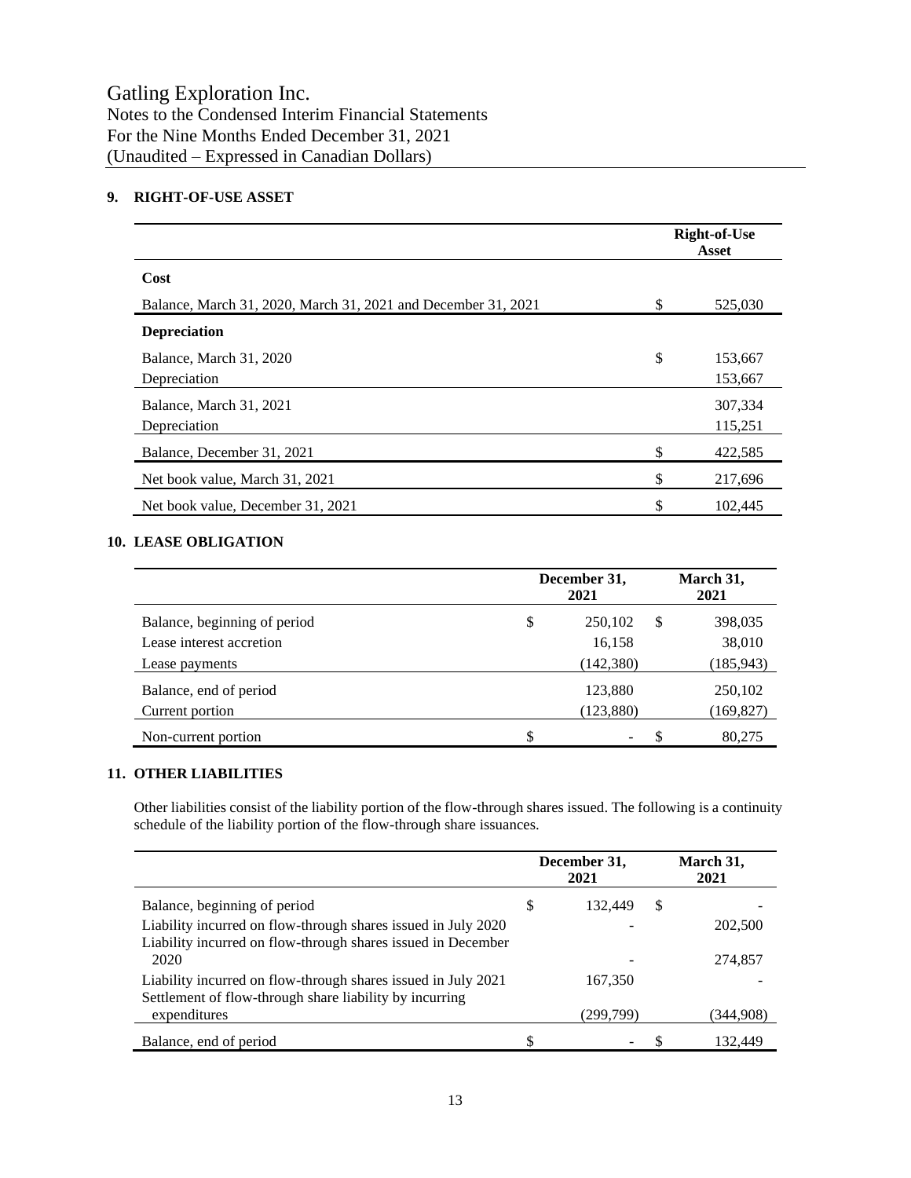### 9. RIGHT-OF-USE ASSET

| | Right-of-Use Asset |
|---|---|
| **Cost** | |
| Balance, March 31, 2020, March 31, 2021 and December 31, 2021 | $ 525,030 |
| **Depreciation** | |
| Balance, March 31, 2020 | $ 153,667 |
| Depreciation | 153,667 |
| Balance, March 31, 2021 | 307,334 |
| Depreciation | 115,251 |
| Balance, December 31, 2021 | $ 422,585 |
| Net book value, March 31, 2021 | $ 217,696 |
| Net book value, December 31, 2021 | $ 102,445 |

### 10. LEASE OBLIGATION

| | December 31, 2021 | March 31, 2021 |
|---|---|---|
| Balance, beginning of period | $ 250,102 | $ 398,035 |
| Lease interest accretion | 16,158 | 38,010 |
| Lease payments | (142,380) | (185,943) |
| Balance, end of period | 123,880 | 250,102 |
| Current portion | (123,880) | (169,827) |
| Non-current portion | $ - | $ 80,275 |

### 11. OTHER LIABILITIES

Other liabilities consist of the liability portion of the flow-through shares issued. The following is a continuity schedule of the liability portion of the flow-through share issuances.

| | December 31, 2021 | March 31, 2021 |
|---|---|---|
| Balance, beginning of period | $ 132,449 | $ - |
| Liability incurred on flow-through shares issued in July 2020 | - | 202,500 |
| Liability incurred on flow-through shares issued in December 2020 | - | 274,857 |
| Liability incurred on flow-through shares issued in July 2021 | 167,350 | - |
| Settlement of flow-through share liability by incurring expenditures | (299,799) | (344,908) |
| Balance, end of period | $ - | $ 132,449 |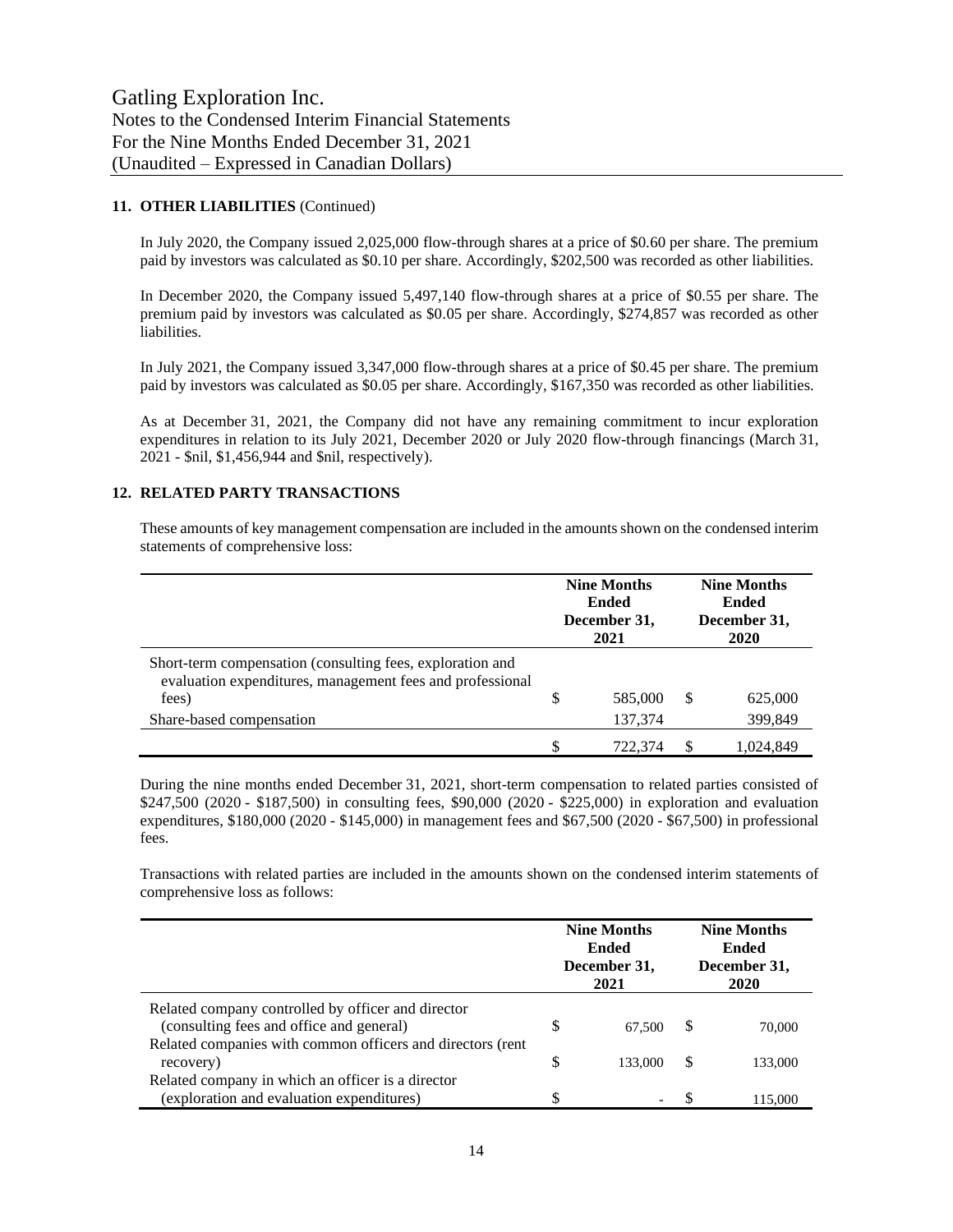## 11. OTHER LIABILITIES (Continued)

In July 2020, the Company issued 2,025,000 flow-through shares at a price of $0.60 per share. The premium paid by investors was calculated as $0.10 per share. Accordingly, $202,500 was recorded as other liabilities.

In December 2020, the Company issued 5,497,140 flow-through shares at a price of $0.55 per share. The premium paid by investors was calculated as $0.05 per share. Accordingly, $274,857 was recorded as other liabilities.

In July 2021, the Company issued 3,347,000 flow-through shares at a price of $0.45 per share. The premium paid by investors was calculated as $0.05 per share. Accordingly, $167,350 was recorded as other liabilities.

As at December 31, 2021, the Company did not have any remaining commitment to incur exploration expenditures in relation to its July 2021, December 2020 or July 2020 flow-through financings (March 31, 2021 - $nil, $1,456,944 and $nil, respectively).

## 12. RELATED PARTY TRANSACTIONS

These amounts of key management compensation are included in the amounts shown on the condensed interim statements of comprehensive loss:

| | Nine Months Ended December 31, 2021 | Nine Months Ended December 31, 2020 |
|---|---|---|
| Short-term compensation (consulting fees, exploration and evaluation expenditures, management fees and professional fees) | $ 585,000 | $ 625,000 |
| Share-based compensation | 137,374 | 399,849 |
| | $ 722,374 | $ 1,024,849 |

During the nine months ended December 31, 2021, short-term compensation to related parties consisted of $247,500 (2020 - $187,500) in consulting fees, $90,000 (2020 - $225,000) in exploration and evaluation expenditures, $180,000 (2020 - $145,000) in management fees and $67,500 (2020 - $67,500) in professional fees.

Transactions with related parties are included in the amounts shown on the condensed interim statements of comprehensive loss as follows:

| | Nine Months Ended December 31, 2021 | Nine Months Ended December 31, 2020 |
|---|---|---|
| Related company controlled by officer and director (consulting fees and office and general) | $ 67,500 | $ 70,000 |
| Related companies with common officers and directors (rent recovery) | $ 133,000 | $ 133,000 |
| Related company in which an officer is a director (exploration and evaluation expenditures) | $ - | $ 115,000 |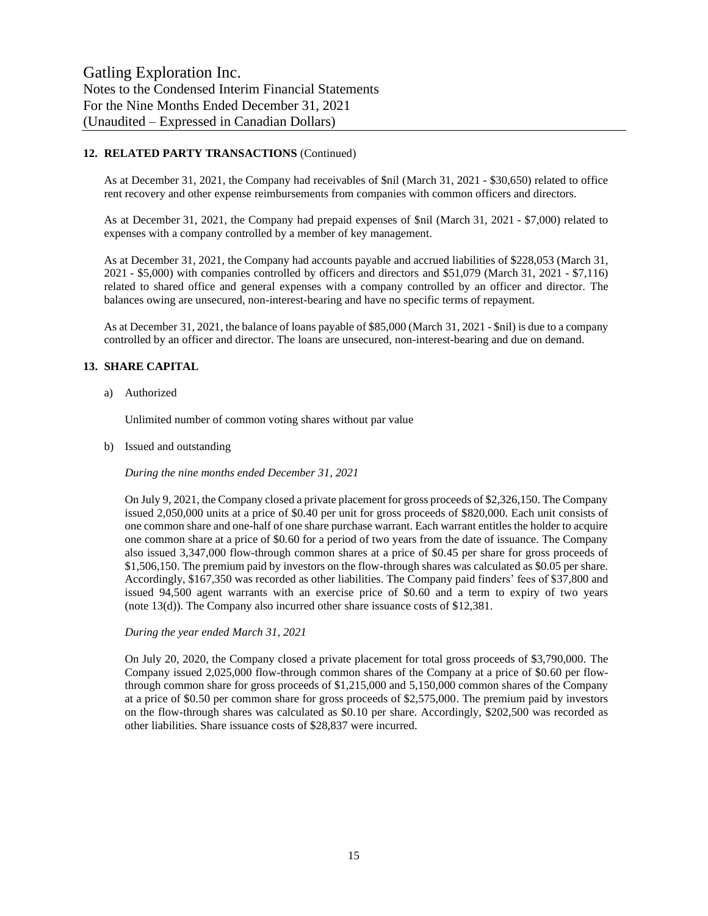## 12. RELATED PARTY TRANSACTIONS (Continued)

As at December 31, 2021, the Company had receivables of $nil (March 31, 2021 - $30,650) related to office rent recovery and other expense reimbursements from companies with common officers and directors.

As at December 31, 2021, the Company had prepaid expenses of $nil (March 31, 2021 - $7,000) related to expenses with a company controlled by a member of key management.

As at December 31, 2021, the Company had accounts payable and accrued liabilities of $228,053 (March 31, 2021 - $5,000) with companies controlled by officers and directors and $51,079 (March 31, 2021 - $7,116) related to shared office and general expenses with a company controlled by an officer and director. The balances owing are unsecured, non-interest-bearing and have no specific terms of repayment.

As at December 31, 2021, the balance of loans payable of $85,000 (March 31, 2021 - $nil) is due to a company controlled by an officer and director. The loans are unsecured, non-interest-bearing and due on demand.

## 13. SHARE CAPITAL

a) Authorized

Unlimited number of common voting shares without par value

b) Issued and outstanding

*During the nine months ended December 31, 2021*

On July 9, 2021, the Company closed a private placement for gross proceeds of $2,326,150. The Company issued 2,050,000 units at a price of $0.40 per unit for gross proceeds of $820,000. Each unit consists of one common share and one-half of one share purchase warrant. Each warrant entitles the holder to acquire one common share at a price of $0.60 for a period of two years from the date of issuance. The Company also issued 3,347,000 flow-through common shares at a price of $0.45 per share for gross proceeds of $1,506,150. The premium paid by investors on the flow-through shares was calculated as $0.05 per share. Accordingly, $167,350 was recorded as other liabilities. The Company paid finders' fees of $37,800 and issued 94,500 agent warrants with an exercise price of $0.60 and a term to expiry of two years (note 13(d)). The Company also incurred other share issuance costs of $12,381.

*During the year ended March 31, 2021*

On July 20, 2020, the Company closed a private placement for total gross proceeds of $3,790,000. The Company issued 2,025,000 flow-through common shares of the Company at a price of $0.60 per flow-through common share for gross proceeds of $1,215,000 and 5,150,000 common shares of the Company at a price of $0.50 per common share for gross proceeds of $2,575,000. The premium paid by investors on the flow-through shares was calculated as $0.10 per share. Accordingly, $202,500 was recorded as other liabilities. Share issuance costs of $28,837 were incurred.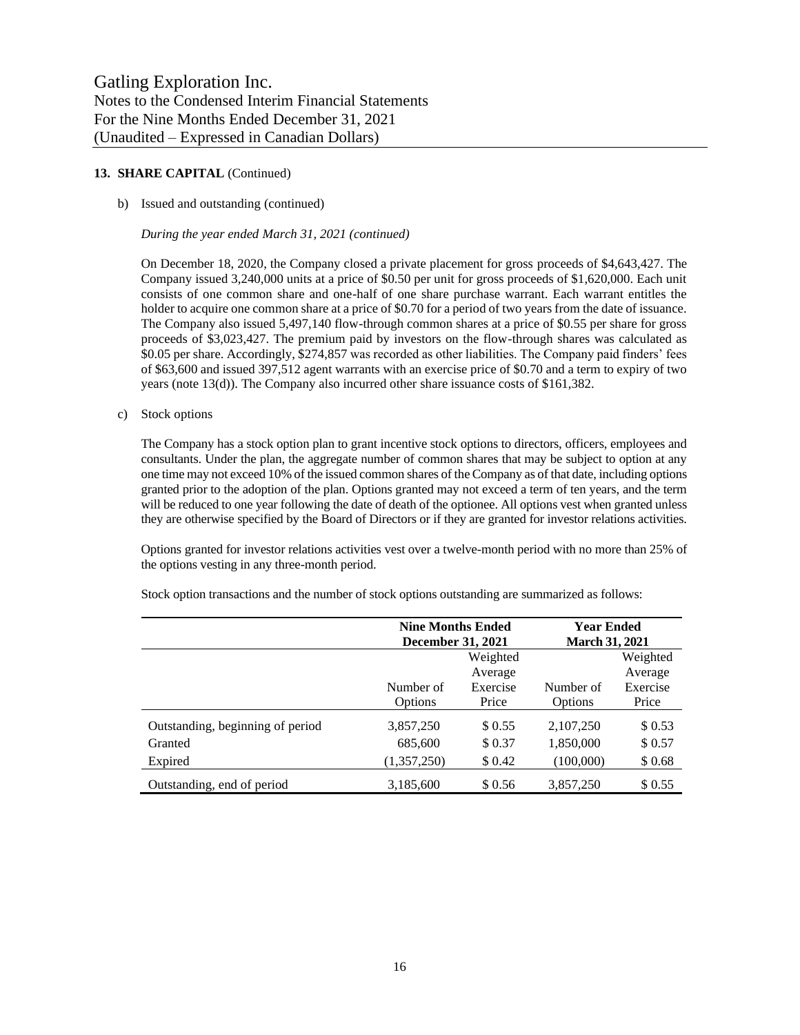**13. SHARE CAPITAL** (Continued)

b) Issued and outstanding (continued)

*During the year ended March 31, 2021 (continued)*

On December 18, 2020, the Company closed a private placement for gross proceeds of $4,643,427. The Company issued 3,240,000 units at a price of $0.50 per unit for gross proceeds of $1,620,000. Each unit consists of one common share and one-half of one share purchase warrant. Each warrant entitles the holder to acquire one common share at a price of $0.70 for a period of two years from the date of issuance. The Company also issued 5,497,140 flow-through common shares at a price of $0.55 per share for gross proceeds of $3,023,427. The premium paid by investors on the flow-through shares was calculated as $0.05 per share. Accordingly, $274,857 was recorded as other liabilities. The Company paid finders' fees of $63,600 and issued 397,512 agent warrants with an exercise price of $0.70 and a term to expiry of two years (note 13(d)). The Company also incurred other share issuance costs of $161,382.

c) Stock options

The Company has a stock option plan to grant incentive stock options to directors, officers, employees and consultants. Under the plan, the aggregate number of common shares that may be subject to option at any one time may not exceed 10% of the issued common shares of the Company as of that date, including options granted prior to the adoption of the plan. Options granted may not exceed a term of ten years, and the term will be reduced to one year following the date of death of the optionee. All options vest when granted unless they are otherwise specified by the Board of Directors or if they are granted for investor relations activities.

Options granted for investor relations activities vest over a twelve-month period with no more than 25% of the options vesting in any three-month period.

Stock option transactions and the number of stock options outstanding are summarized as follows:

| | Nine Months Ended December 31, 2021 | | Year Ended March 31, 2021 | |
|---|---|---|---|---|
| | Number of Options | Weighted Average Exercise Price | Number of Options | Weighted Average Exercise Price |
| Outstanding, beginning of period | 3,857,250 | $ 0.55 | 2,107,250 | $ 0.53 |
| Granted | 685,600 | $ 0.37 | 1,850,000 | $ 0.57 |
| Expired | (1,357,250) | $ 0.42 | (100,000) | $ 0.68 |
| Outstanding, end of period | 3,185,600 | $ 0.56 | 3,857,250 | $ 0.55 |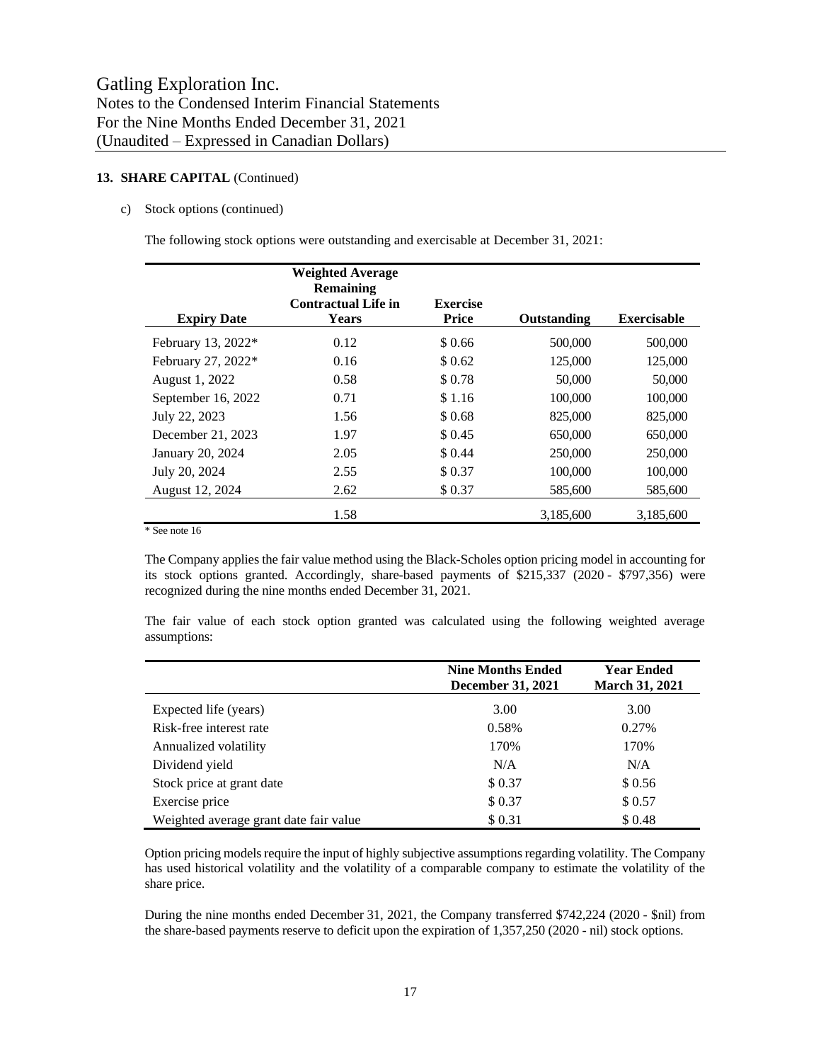## 13. SHARE CAPITAL (Continued)

c) Stock options (continued)

The following stock options were outstanding and exercisable at December 31, 2021:

| Expiry Date | Weighted Average Remaining Contractual Life in Years | Exercise Price | Outstanding | Exercisable |
|---|---|---|---|---|
| February 13, 2022* | 0.12 | \$ 0.66 | 500,000 | 500,000 |
| February 27, 2022* | 0.16 | \$ 0.62 | 125,000 | 125,000 |
| August 1, 2022 | 0.58 | \$ 0.78 | 50,000 | 50,000 |
| September 16, 2022 | 0.71 | \$ 1.16 | 100,000 | 100,000 |
| July 22, 2023 | 1.56 | \$ 0.68 | 825,000 | 825,000 |
| December 21, 2023 | 1.97 | \$ 0.45 | 650,000 | 650,000 |
| January 20, 2024 | 2.05 | \$ 0.44 | 250,000 | 250,000 |
| July 20, 2024 | 2.55 | \$ 0.37 | 100,000 | 100,000 |
| August 12, 2024 | 2.62 | \$ 0.37 | 585,600 | 585,600 |
| | 1.58 | | 3,185,600 | 3,185,600 |

* See note 16

The Company applies the fair value method using the Black-Scholes option pricing model in accounting for its stock options granted. Accordingly, share-based payments of \$215,337 (2020 - \$797,356) were recognized during the nine months ended December 31, 2021.

The fair value of each stock option granted was calculated using the following weighted average assumptions:

| | Nine Months Ended December 31, 2021 | Year Ended March 31, 2021 |
|---|---|---|
| Expected life (years) | 3.00 | 3.00 |
| Risk-free interest rate | 0.58% | 0.27% |
| Annualized volatility | 170% | 170% |
| Dividend yield | N/A | N/A |
| Stock price at grant date | \$ 0.37 | \$ 0.56 |
| Exercise price | \$ 0.37 | \$ 0.57 |
| Weighted average grant date fair value | \$ 0.31 | \$ 0.48 |

Option pricing models require the input of highly subjective assumptions regarding volatility. The Company has used historical volatility and the volatility of a comparable company to estimate the volatility of the share price.

During the nine months ended December 31, 2021, the Company transferred \$742,224 (2020 - \$nil) from the share-based payments reserve to deficit upon the expiration of 1,357,250 (2020 - nil) stock options.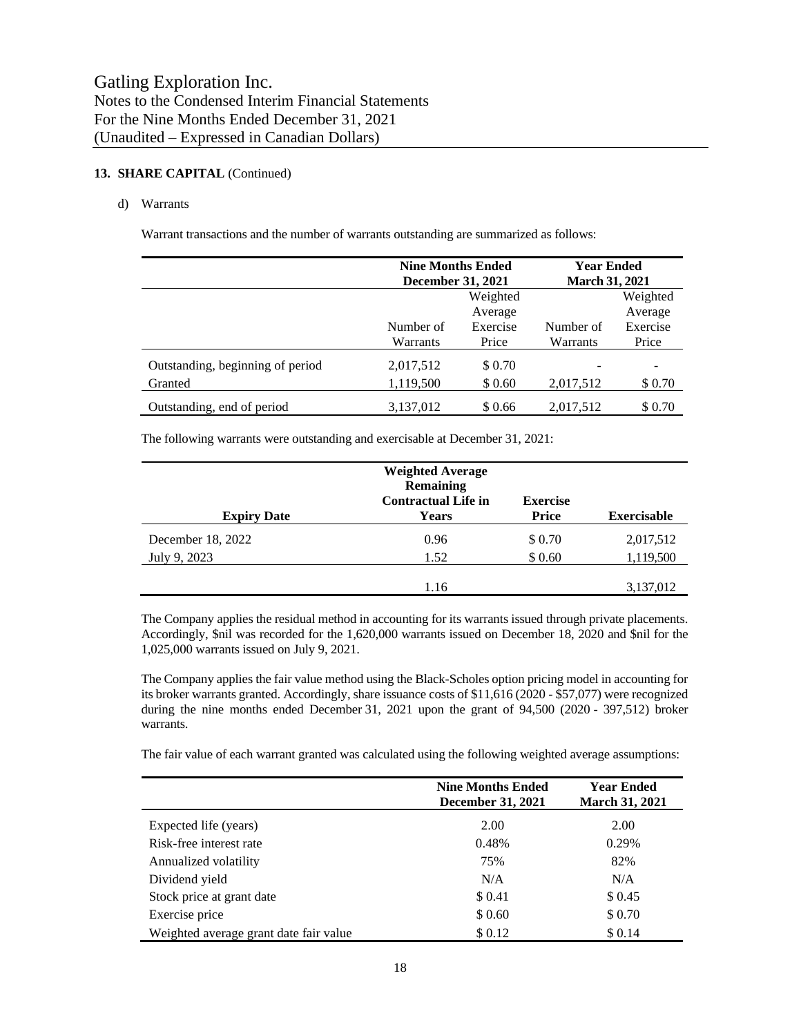**13. SHARE CAPITAL** (Continued)

d) Warrants

Warrant transactions and the number of warrants outstanding are summarized as follows:

| | Nine Months Ended December 31, 2021 | | Year Ended March 31, 2021 | |
|---|---|---|---|---|
| | Number of Warrants | Weighted Average Exercise Price | Number of Warrants | Weighted Average Exercise Price |
| Outstanding, beginning of period | 2,017,512 | $ 0.70 | - | - |
| Granted | 1,119,500 | $ 0.60 | 2,017,512 | $ 0.70 |
| Outstanding, end of period | 3,137,012 | $ 0.66 | 2,017,512 | $ 0.70 |

The following warrants were outstanding and exercisable at December 31, 2021:

| Expiry Date | Weighted Average Remaining Contractual Life in Years | Exercise Price | Exercisable |
|---|---|---|---|
| December 18, 2022 | 0.96 | $ 0.70 | 2,017,512 |
| July 9, 2023 | 1.52 | $ 0.60 | 1,119,500 |
| | 1.16 | | 3,137,012 |

The Company applies the residual method in accounting for its warrants issued through private placements. Accordingly, $nil was recorded for the 1,620,000 warrants issued on December 18, 2020 and $nil for the 1,025,000 warrants issued on July 9, 2021.

The Company applies the fair value method using the Black-Scholes option pricing model in accounting for its broker warrants granted. Accordingly, share issuance costs of $11,616 (2020 - $57,077) were recognized during the nine months ended December 31, 2021 upon the grant of 94,500 (2020 - 397,512) broker warrants.

The fair value of each warrant granted was calculated using the following weighted average assumptions:

| | Nine Months Ended December 31, 2021 | Year Ended March 31, 2021 |
|---|---|---|
| Expected life (years) | 2.00 | 2.00 |
| Risk-free interest rate | 0.48% | 0.29% |
| Annualized volatility | 75% | 82% |
| Dividend yield | N/A | N/A |
| Stock price at grant date | $ 0.41 | $ 0.45 |
| Exercise price | $ 0.60 | $ 0.70 |
| Weighted average grant date fair value | $ 0.12 | $ 0.14 |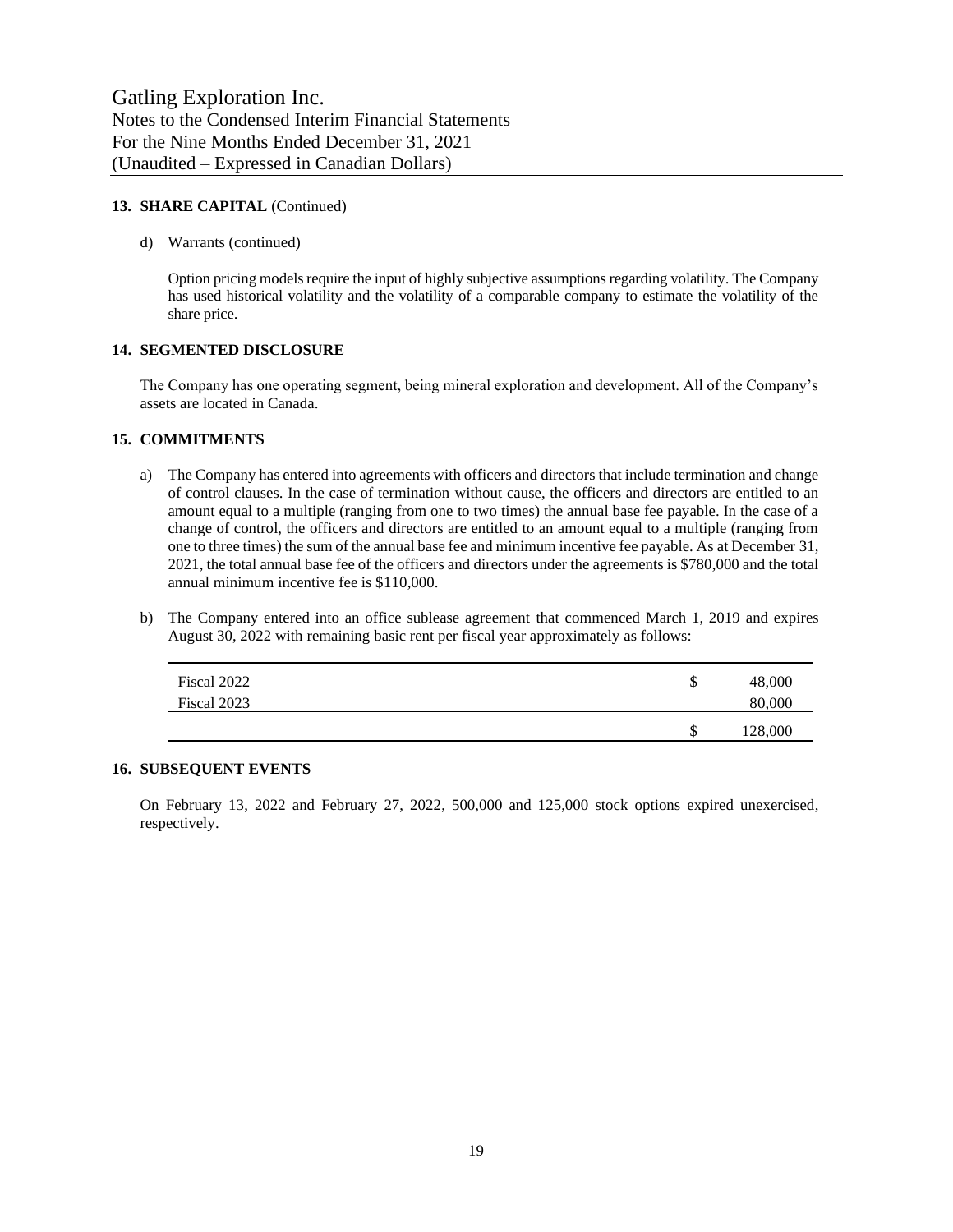## 13. SHARE CAPITAL (Continued)

d) Warrants (continued)

Option pricing models require the input of highly subjective assumptions regarding volatility. The Company has used historical volatility and the volatility of a comparable company to estimate the volatility of the share price.

## 14. SEGMENTED DISCLOSURE

The Company has one operating segment, being mineral exploration and development. All of the Company's assets are located in Canada.

## 15. COMMITMENTS

a) The Company has entered into agreements with officers and directors that include termination and change of control clauses. In the case of termination without cause, the officers and directors are entitled to an amount equal to a multiple (ranging from one to two times) the annual base fee payable. In the case of a change of control, the officers and directors are entitled to an amount equal to a multiple (ranging from one to three times) the sum of the annual base fee and minimum incentive fee payable. As at December 31, 2021, the total annual base fee of the officers and directors under the agreements is $780,000 and the total annual minimum incentive fee is $110,000.

b) The Company entered into an office sublease agreement that commenced March 1, 2019 and expires August 30, 2022 with remaining basic rent per fiscal year approximately as follows:

| | | |
|---|---|---|
| Fiscal 2022 | $ | 48,000 |
| Fiscal 2023 | | 80,000 |
| | $ | 128,000 |

## 16. SUBSEQUENT EVENTS

On February 13, 2022 and February 27, 2022, 500,000 and 125,000 stock options expired unexercised, respectively.